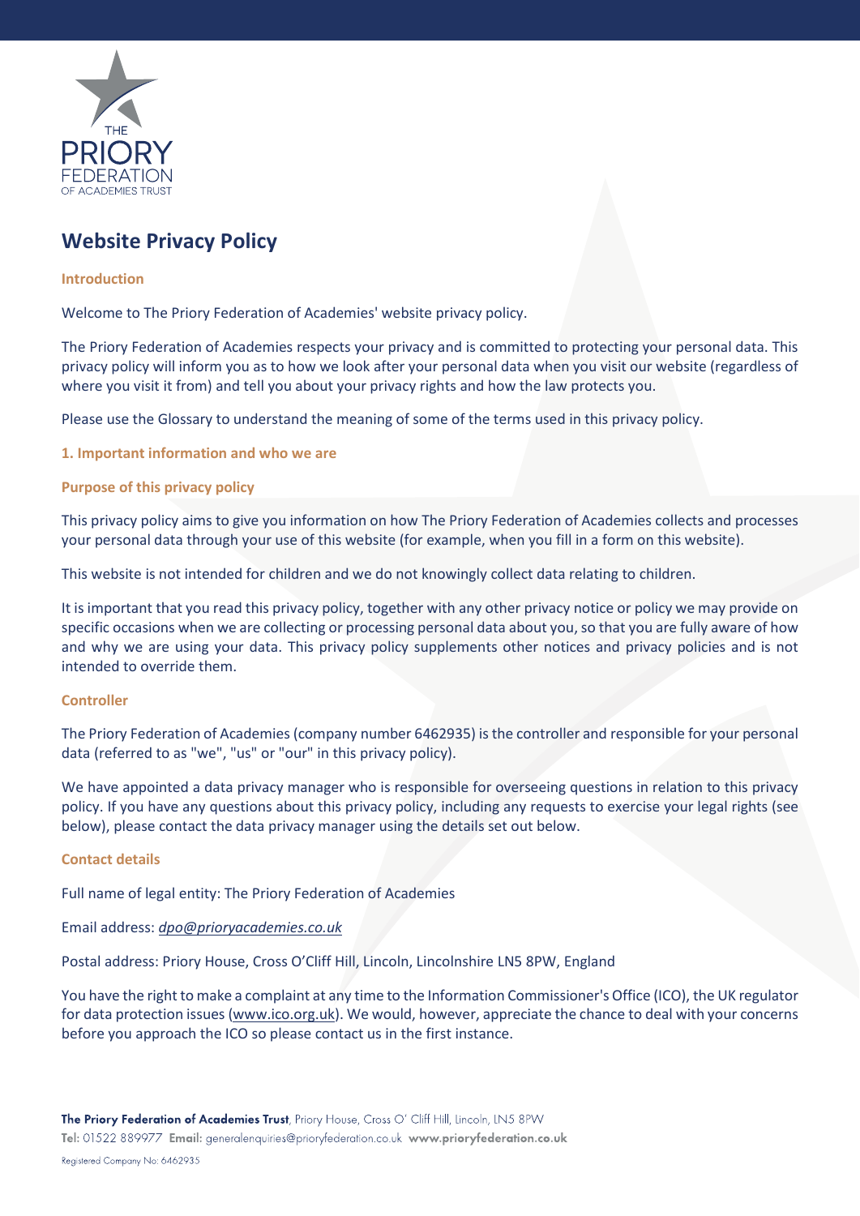# Website Privacy Policy

## Introduction

Welcome to The Priory Federation of Academies' website privacy policy.

The Priory Federation of Academies respects your privacy and is committed to protecting your personal data. This privacy policy will inform you as to how we look after your personal data when you visit our website (regardless of where you visit it from) and tell you about your privacy rights and how the law protects you.

Please use the Glossary to understand the meaning of some of the terms used in this privacy policy.

## 1. Important information and who we are

### Purpose of this privacy policy

This privacy policy aims to give you information on how The Priory Federation of Academies collects and processes your personal data through your use of this website (for example, when you fill in a form on this website).

This website is not intended for children and we do not knowingly collect data relating to children.

It is important that you read this privacy policy, together with any other privacy notice or policy we may provide on specific occasions when we are collecting or processing personal data about you, so that you are fully aware of how and why we are using your data. This privacy policy supplements other notices and privacy policies and is not intended to override them.

### Controller

The Priory Federation of Academies (company number 6462935) is the controller and responsible for your personal data (referred to as "we", "us" or "our" in this privacy policy).

We have appointed a data privacy manager who is responsible for overseeing questions in relation to this privacy policy. If you have any questions about this privacy policy, including any requests to exercise your legal rights (see below), please contact the data privacy manager using the details set out below.

### Contact details

Full name of legal entity: The Priory Federation of Academies

Email address: *dpo@prioryacademies.co.uk*

Postal address: Priory House, Cross O'Cliff Hill, Lincoln, Lincolnshire LN5 8PW, England

You have the right to make a complaint at any time to the Information Commissioner's Office (ICO), the UK regulator for data protection issues (www.ico.org.uk). We would, however, appreciate the chance to deal with your concerns before you approach the ICO so please contact us in the first instance.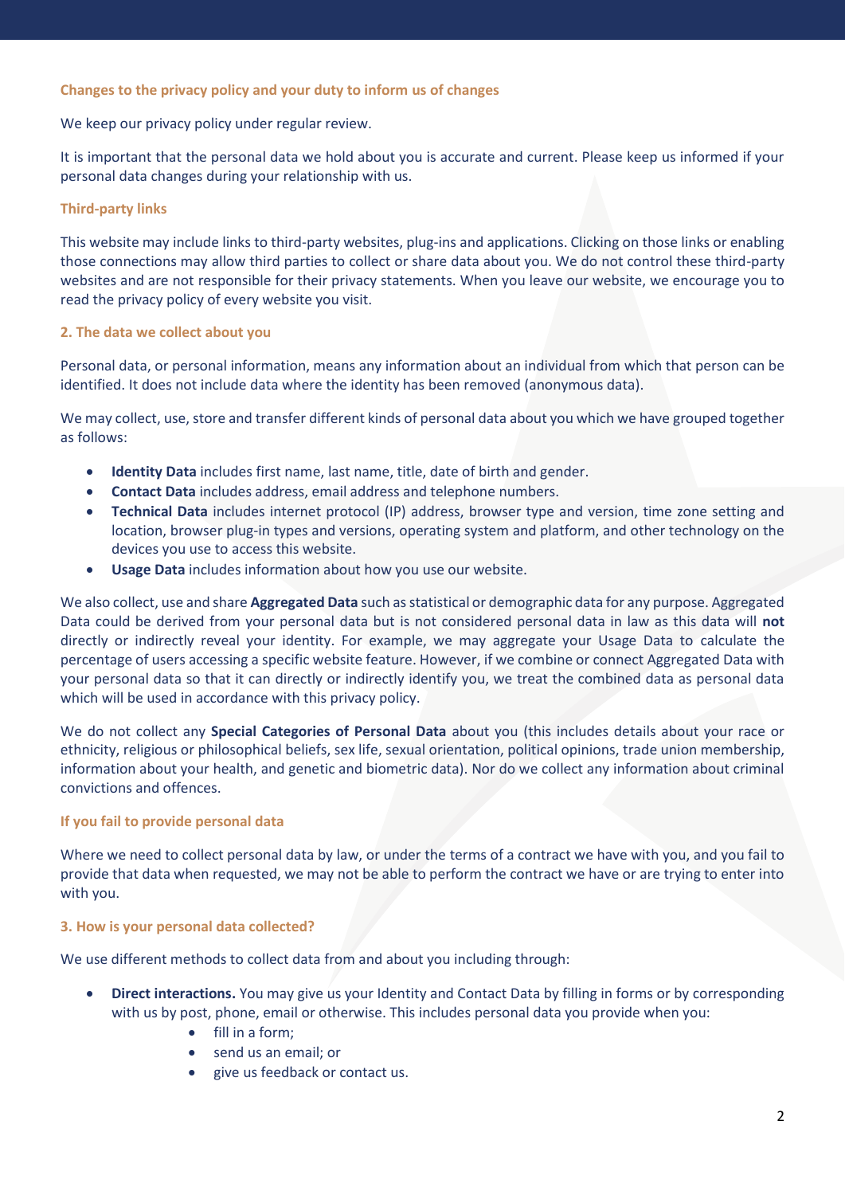### Changes to the privacy policy and your duty to inform us of changes

We keep our privacy policy under regular review.

It is important that the personal data we hold about you is accurate and current. Please keep us informed if your personal data changes during your relationship with us.

### Third-party links

This website may include links to third-party websites, plug-ins and applications. Clicking on those links or enabling those connections may allow third parties to collect or share data about you. We do not control these third-party websites and are not responsible for their privacy statements. When you leave our website, we encourage you to read the privacy policy of every website you visit.

## 2. The data we collect about you

Personal data, or personal information, means any information about an individual from which that person can be identified. It does not include data where the identity has been removed (anonymous data).

We may collect, use, store and transfer different kinds of personal data about you which we have grouped together as follows:

- **Identity Data** includes first name, last name, title, date of birth and gender.
- **Contact Data** includes address, email address and telephone numbers.
- **Technical Data** includes internet protocol (IP) address, browser type and version, time zone setting and location, browser plug-in types and versions, operating system and platform, and other technology on the devices you use to access this website.
- **Usage Data** includes information about how you use our website.

We also collect, use and share **Aggregated Data** such as statistical or demographic data for any purpose. Aggregated Data could be derived from your personal data but is not considered personal data in law as this data will **not** directly or indirectly reveal your identity. For example, we may aggregate your Usage Data to calculate the percentage of users accessing a specific website feature. However, if we combine or connect Aggregated Data with your personal data so that it can directly or indirectly identify you, we treat the combined data as personal data which will be used in accordance with this privacy policy.

We do not collect any **Special Categories of Personal Data** about you (this includes details about your race or ethnicity, religious or philosophical beliefs, sex life, sexual orientation, political opinions, trade union membership, information about your health, and genetic and biometric data). Nor do we collect any information about criminal convictions and offences.

### If you fail to provide personal data

Where we need to collect personal data by law, or under the terms of a contract we have with you, and you fail to provide that data when requested, we may not be able to perform the contract we have or are trying to enter into with you.

## 3. How is your personal data collected?

We use different methods to collect data from and about you including through:

- **Direct interactions.** You may give us your Identity and Contact Data by filling in forms or by corresponding with us by post, phone, email or otherwise. This includes personal data you provide when you:
  - fill in a form;
  - send us an email; or
  - give us feedback or contact us.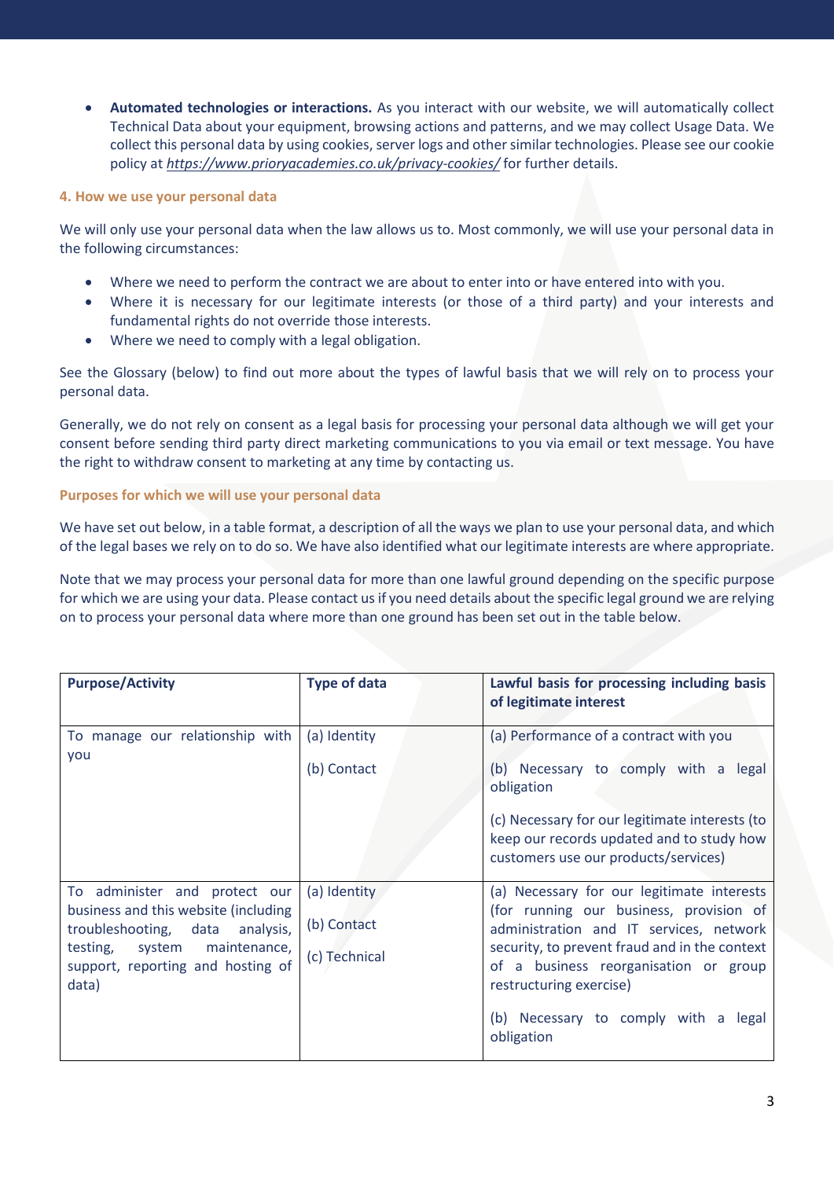- **Automated technologies or interactions.** As you interact with our website, we will automatically collect Technical Data about your equipment, browsing actions and patterns, and we may collect Usage Data. We collect this personal data by using cookies, server logs and other similar technologies. Please see our cookie policy at *https://www.prioryacademies.co.uk/privacy-cookies/* for further details.

### 4. How we use your personal data

We will only use your personal data when the law allows us to. Most commonly, we will use your personal data in the following circumstances:

- Where we need to perform the contract we are about to enter into or have entered into with you.
- Where it is necessary for our legitimate interests (or those of a third party) and your interests and fundamental rights do not override those interests.
- Where we need to comply with a legal obligation.

See the Glossary (below) to find out more about the types of lawful basis that we will rely on to process your personal data.

Generally, we do not rely on consent as a legal basis for processing your personal data although we will get your consent before sending third party direct marketing communications to you via email or text message. You have the right to withdraw consent to marketing at any time by contacting us.

### Purposes for which we will use your personal data

We have set out below, in a table format, a description of all the ways we plan to use your personal data, and which of the legal bases we rely on to do so. We have also identified what our legitimate interests are where appropriate.

Note that we may process your personal data for more than one lawful ground depending on the specific purpose for which we are using your data. Please contact us if you need details about the specific legal ground we are relying on to process your personal data where more than one ground has been set out in the table below.

| **Purpose/Activity** | **Type of data** | **Lawful basis for processing including basis of legitimate interest** |
|---|---|---|
| To manage our relationship with you | (a) Identity<br><br>(b) Contact | (a) Performance of a contract with you<br><br>(b) Necessary to comply with a legal obligation<br><br>(c) Necessary for our legitimate interests (to keep our records updated and to study how customers use our products/services) |
| To administer and protect our business and this website (including troubleshooting, data analysis, testing, system maintenance, support, reporting and hosting of data) | (a) Identity<br><br>(b) Contact<br><br>(c) Technical | (a) Necessary for our legitimate interests (for running our business, provision of administration and IT services, network security, to prevent fraud and in the context of a business reorganisation or group restructuring exercise)<br><br>(b) Necessary to comply with a legal obligation |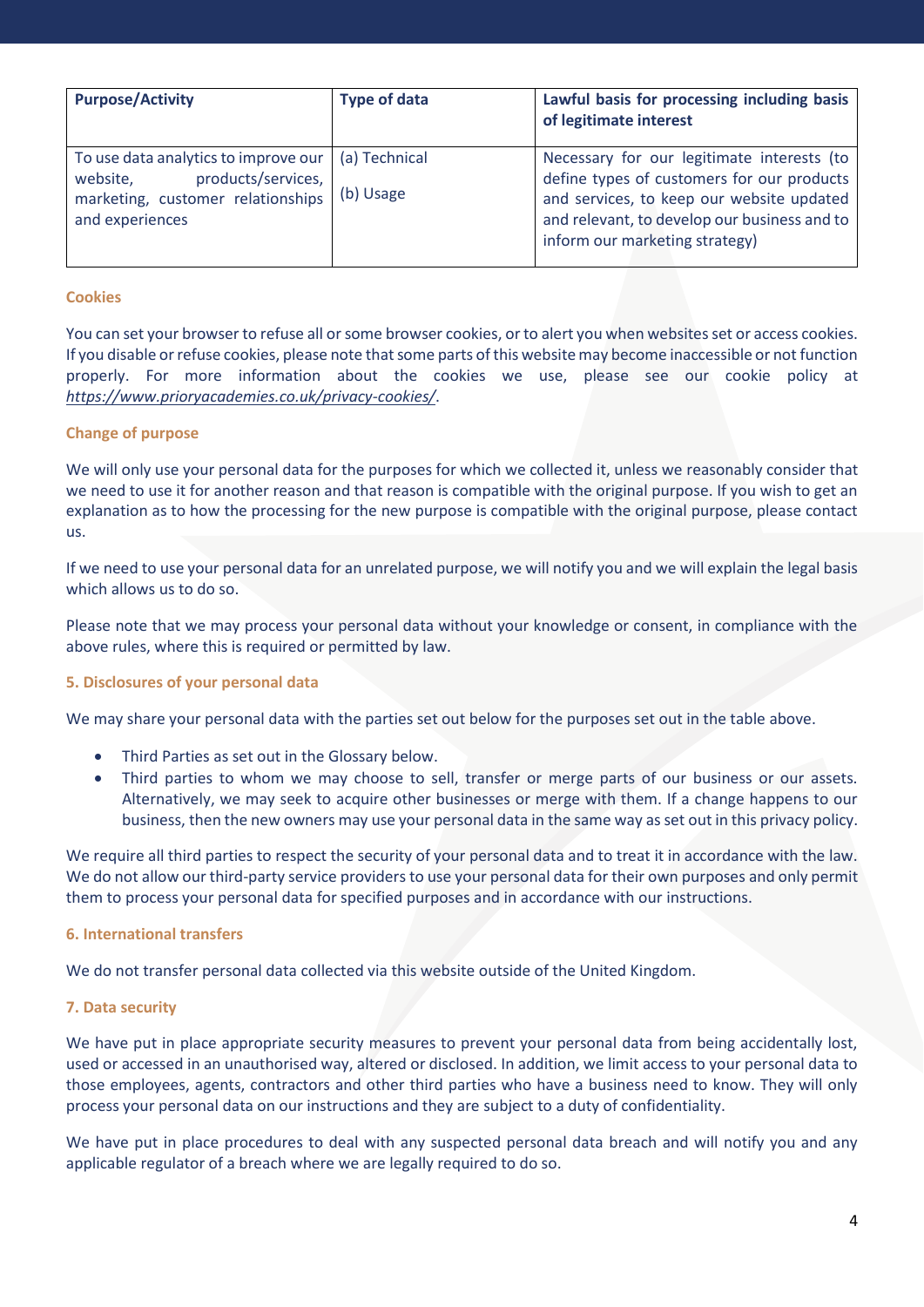| Purpose/Activity | Type of data | Lawful basis for processing including basis of legitimate interest |
|---|---|---|
| To use data analytics to improve our website, products/services, marketing, customer relationships and experiences | (a) Technical<br>(b) Usage | Necessary for our legitimate interests (to define types of customers for our products and services, to keep our website updated and relevant, to develop our business and to inform our marketing strategy) |

### Cookies

You can set your browser to refuse all or some browser cookies, or to alert you when websites set or access cookies. If you disable or refuse cookies, please note that some parts of this website may become inaccessible or not function properly. For more information about the cookies we use, please see our cookie policy at *https://www.prioryacademies.co.uk/privacy-cookies/*.

### Change of purpose

We will only use your personal data for the purposes for which we collected it, unless we reasonably consider that we need to use it for another reason and that reason is compatible with the original purpose. If you wish to get an explanation as to how the processing for the new purpose is compatible with the original purpose, please contact us.

If we need to use your personal data for an unrelated purpose, we will notify you and we will explain the legal basis which allows us to do so.

Please note that we may process your personal data without your knowledge or consent, in compliance with the above rules, where this is required or permitted by law.

## 5. Disclosures of your personal data

We may share your personal data with the parties set out below for the purposes set out in the table above.

- Third Parties as set out in the Glossary below.
- Third parties to whom we may choose to sell, transfer or merge parts of our business or our assets. Alternatively, we may seek to acquire other businesses or merge with them. If a change happens to our business, then the new owners may use your personal data in the same way as set out in this privacy policy.

We require all third parties to respect the security of your personal data and to treat it in accordance with the law. We do not allow our third-party service providers to use your personal data for their own purposes and only permit them to process your personal data for specified purposes and in accordance with our instructions.

## 6. International transfers

We do not transfer personal data collected via this website outside of the United Kingdom.

## 7. Data security

We have put in place appropriate security measures to prevent your personal data from being accidentally lost, used or accessed in an unauthorised way, altered or disclosed. In addition, we limit access to your personal data to those employees, agents, contractors and other third parties who have a business need to know. They will only process your personal data on our instructions and they are subject to a duty of confidentiality.

We have put in place procedures to deal with any suspected personal data breach and will notify you and any applicable regulator of a breach where we are legally required to do so.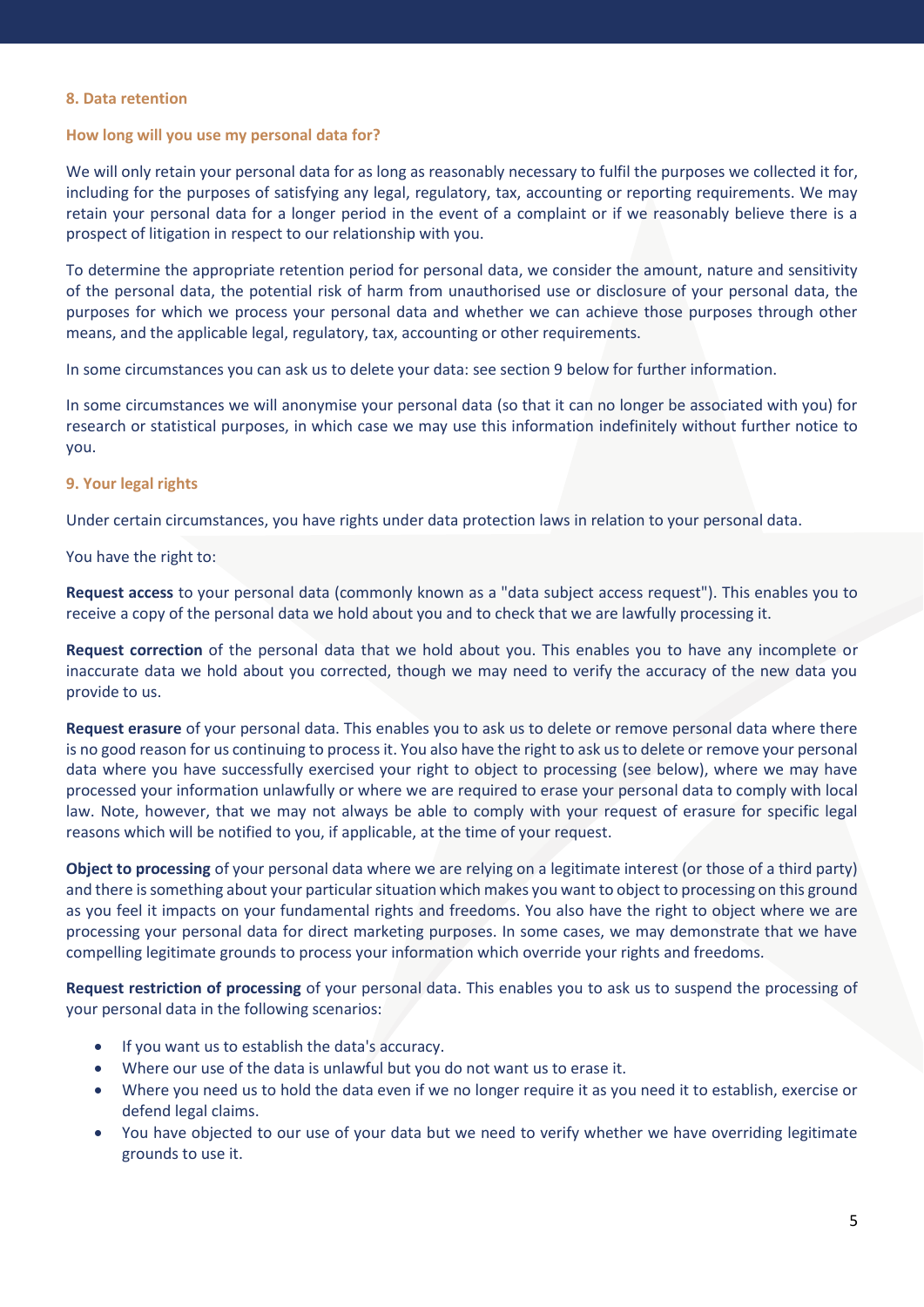## 8. Data retention

### How long will you use my personal data for?

We will only retain your personal data for as long as reasonably necessary to fulfil the purposes we collected it for, including for the purposes of satisfying any legal, regulatory, tax, accounting or reporting requirements. We may retain your personal data for a longer period in the event of a complaint or if we reasonably believe there is a prospect of litigation in respect to our relationship with you.

To determine the appropriate retention period for personal data, we consider the amount, nature and sensitivity of the personal data, the potential risk of harm from unauthorised use or disclosure of your personal data, the purposes for which we process your personal data and whether we can achieve those purposes through other means, and the applicable legal, regulatory, tax, accounting or other requirements.

In some circumstances you can ask us to delete your data: see section 9 below for further information.

In some circumstances we will anonymise your personal data (so that it can no longer be associated with you) for research or statistical purposes, in which case we may use this information indefinitely without further notice to you.

## 9. Your legal rights

Under certain circumstances, you have rights under data protection laws in relation to your personal data.

You have the right to:

**Request access** to your personal data (commonly known as a "data subject access request"). This enables you to receive a copy of the personal data we hold about you and to check that we are lawfully processing it.

**Request correction** of the personal data that we hold about you. This enables you to have any incomplete or inaccurate data we hold about you corrected, though we may need to verify the accuracy of the new data you provide to us.

**Request erasure** of your personal data. This enables you to ask us to delete or remove personal data where there is no good reason for us continuing to process it. You also have the right to ask us to delete or remove your personal data where you have successfully exercised your right to object to processing (see below), where we may have processed your information unlawfully or where we are required to erase your personal data to comply with local law. Note, however, that we may not always be able to comply with your request of erasure for specific legal reasons which will be notified to you, if applicable, at the time of your request.

**Object to processing** of your personal data where we are relying on a legitimate interest (or those of a third party) and there is something about your particular situation which makes you want to object to processing on this ground as you feel it impacts on your fundamental rights and freedoms. You also have the right to object where we are processing your personal data for direct marketing purposes. In some cases, we may demonstrate that we have compelling legitimate grounds to process your information which override your rights and freedoms.

**Request restriction of processing** of your personal data. This enables you to ask us to suspend the processing of your personal data in the following scenarios:

- If you want us to establish the data's accuracy.
- Where our use of the data is unlawful but you do not want us to erase it.
- Where you need us to hold the data even if we no longer require it as you need it to establish, exercise or defend legal claims.
- You have objected to our use of your data but we need to verify whether we have overriding legitimate grounds to use it.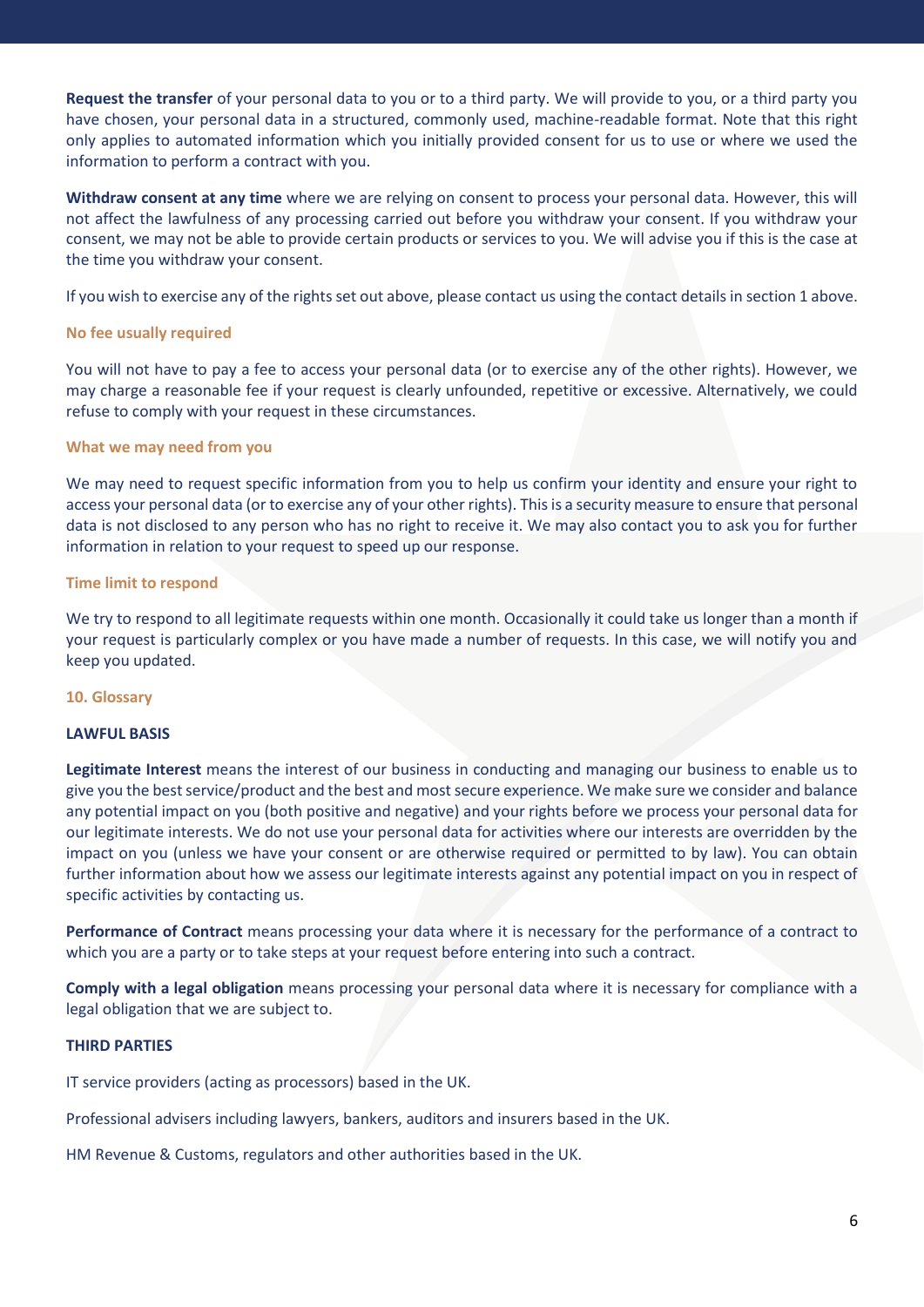**Request the transfer** of your personal data to you or to a third party. We will provide to you, or a third party you have chosen, your personal data in a structured, commonly used, machine-readable format. Note that this right only applies to automated information which you initially provided consent for us to use or where we used the information to perform a contract with you.

**Withdraw consent at any time** where we are relying on consent to process your personal data. However, this will not affect the lawfulness of any processing carried out before you withdraw your consent. If you withdraw your consent, we may not be able to provide certain products or services to you. We will advise you if this is the case at the time you withdraw your consent.

If you wish to exercise any of the rights set out above, please contact us using the contact details in section 1 above.

### No fee usually required

You will not have to pay a fee to access your personal data (or to exercise any of the other rights). However, we may charge a reasonable fee if your request is clearly unfounded, repetitive or excessive. Alternatively, we could refuse to comply with your request in these circumstances.

### What we may need from you

We may need to request specific information from you to help us confirm your identity and ensure your right to access your personal data (or to exercise any of your other rights). This is a security measure to ensure that personal data is not disclosed to any person who has no right to receive it. We may also contact you to ask you for further information in relation to your request to speed up our response.

### Time limit to respond

We try to respond to all legitimate requests within one month. Occasionally it could take us longer than a month if your request is particularly complex or you have made a number of requests. In this case, we will notify you and keep you updated.

## 10. Glossary

**LAWFUL BASIS**

**Legitimate Interest** means the interest of our business in conducting and managing our business to enable us to give you the best service/product and the best and most secure experience. We make sure we consider and balance any potential impact on you (both positive and negative) and your rights before we process your personal data for our legitimate interests. We do not use your personal data for activities where our interests are overridden by the impact on you (unless we have your consent or are otherwise required or permitted to by law). You can obtain further information about how we assess our legitimate interests against any potential impact on you in respect of specific activities by contacting us.

**Performance of Contract** means processing your data where it is necessary for the performance of a contract to which you are a party or to take steps at your request before entering into such a contract.

**Comply with a legal obligation** means processing your personal data where it is necessary for compliance with a legal obligation that we are subject to.

**THIRD PARTIES**

IT service providers (acting as processors) based in the UK.

Professional advisers including lawyers, bankers, auditors and insurers based in the UK.

HM Revenue & Customs, regulators and other authorities based in the UK.